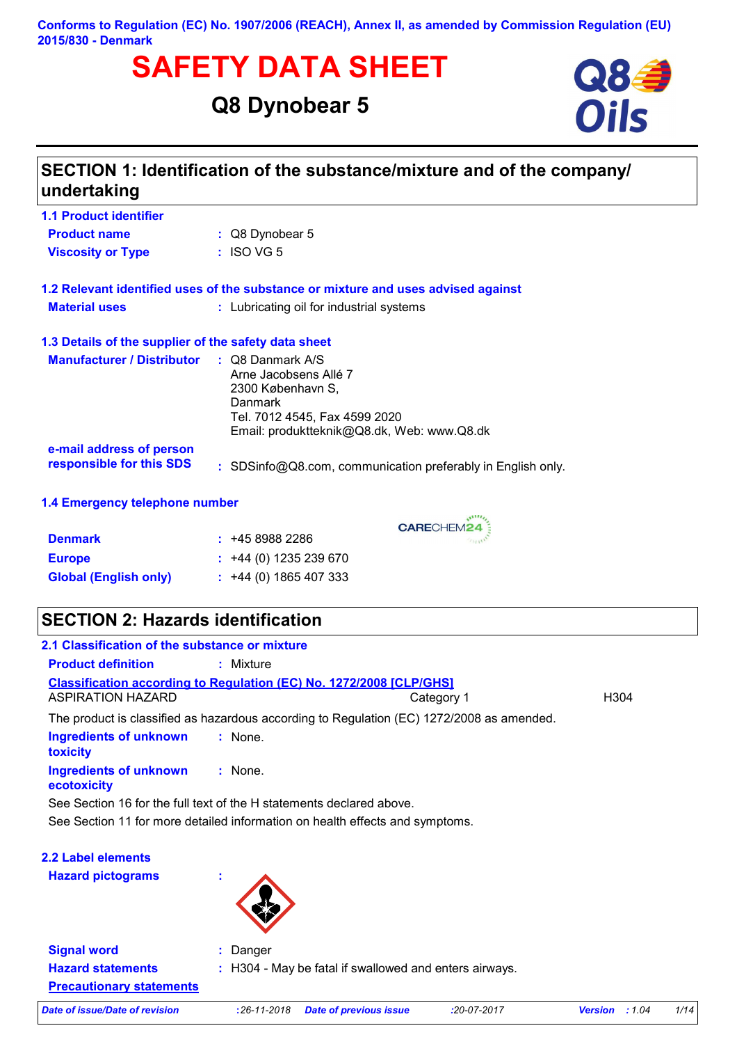Conforms to Regulation (EC) No. 1907/2006 (REACH), Annex II, as amended by Commission Regulation (EU) 2015/830 - Denmark

# SAFETY DATA SHEET

## Q8 Dynobear 5

## SECTION 1: Identification of the substance/mixture and of the company/ undertaking

### 1.1 Product identifier

**Product name** : Q8 Dynobear 5

**Viscosity or Type** : ISO VG 5

### 1.2 Relevant identified uses of the substance or mixture and uses advised against

**Material uses** : Lubricating oil for industrial systems

### 1.3 Details of the supplier of the safety data sheet

**Manufacturer / Distributor** : Q8 Danmark A/S
Arne Jacobsens Allé 7
2300 København S,
Danmark
Tel. 7012 4545, Fax 4599 2020
Email: produktteknik@Q8.dk, Web: www.Q8.dk

**e-mail address of person responsible for this SDS** : SDSinfo@Q8.com, communication preferably in English only.

### 1.4 Emergency telephone number

CARECHEM24

**Denmark** : +45 8988 2286

**Europe** : +44 (0) 1235 239 670

**Global (English only)** : +44 (0) 1865 407 333

## SECTION 2: Hazards identification

### 2.1 Classification of the substance or mixture

**Product definition** : Mixture

**Classification according to Regulation (EC) No. 1272/2008 [CLP/GHS]**

| | | |
|---|---|---|
| ASPIRATION HAZARD | Category 1 | H304 |

The product is classified as hazardous according to Regulation (EC) 1272/2008 as amended.

**Ingredients of unknown toxicity** : None.

**Ingredients of unknown ecotoxicity** : None.

See Section 16 for the full text of the H statements declared above.

See Section 11 for more detailed information on health effects and symptoms.

### 2.2 Label elements

**Hazard pictograms** :

**Signal word** : Danger

**Hazard statements** : H304 - May be fatal if swallowed and enters airways.

**Precautionary statements**

*Date of issue/Date of revision* : 26-11-2018 *Date of previous issue* : 20-07-2017 *Version* : 1.04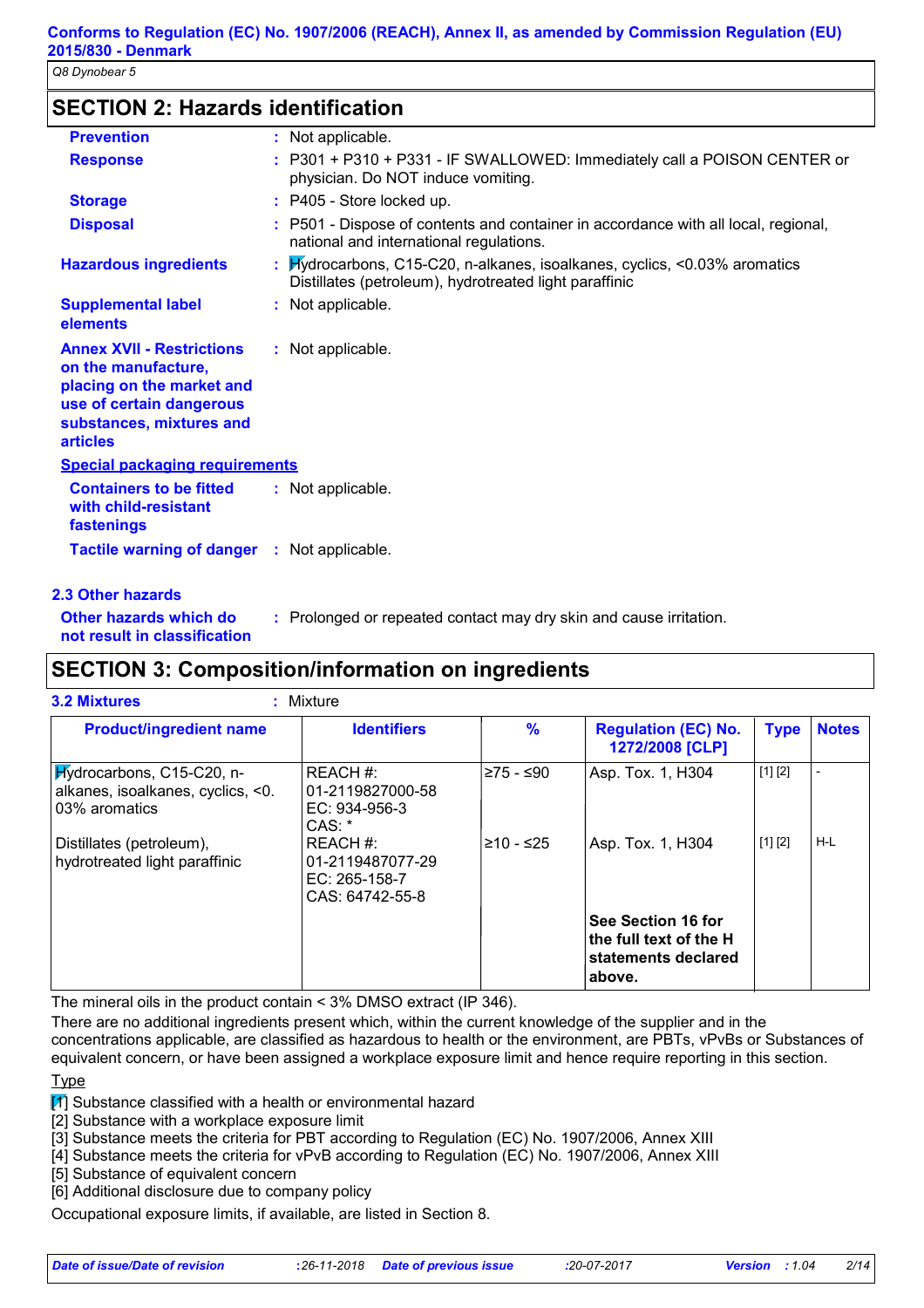## SECTION 2: Hazards identification

**Prevention** : Not applicable.

**Response** : P301 + P310 + P331 - IF SWALLOWED: Immediately call a POISON CENTER or physician. Do NOT induce vomiting.

**Storage** : P405 - Store locked up.

**Disposal** : P501 - Dispose of contents and container in accordance with all local, regional, national and international regulations.

**Hazardous ingredients** : Hydrocarbons, C15-C20, n-alkanes, isoalkanes, cyclics, <0.03% aromatics
Distillates (petroleum), hydrotreated light paraffinic

**Supplemental label elements** : Not applicable.

**Annex XVII - Restrictions on the manufacture, placing on the market and use of certain dangerous substances, mixtures and articles** : Not applicable.

**Special packaging requirements**

**Containers to be fitted with child-resistant fastenings** : Not applicable.

**Tactile warning of danger** : Not applicable.

### 2.3 Other hazards

**Other hazards which do not result in classification** : Prolonged or repeated contact may dry skin and cause irritation.

## SECTION 3: Composition/information on ingredients

**3.2 Mixtures** : Mixture

| Product/ingredient name | Identifiers | % | Regulation (EC) No. 1272/2008 [CLP] | Type | Notes |
|---|---|---|---|---|---|
| Hydrocarbons, C15-C20, n-alkanes, isoalkanes, cyclics, <0.03% aromatics | REACH #: 01-2119827000-58<br>EC: 934-956-3<br>CAS: * | ≥75 - ≤90 | Asp. Tox. 1, H304 | [1] [2] | - |
| Distillates (petroleum), hydrotreated light paraffinic | REACH #: 01-2119487077-29<br>EC: 265-158-7<br>CAS: 64742-55-8 | ≥10 - ≤25 | Asp. Tox. 1, H304 | [1] [2] | H-L |
| | | | **See Section 16 for the full text of the H statements declared above.** | | |

The mineral oils in the product contain < 3% DMSO extract (IP 346).

There are no additional ingredients present which, within the current knowledge of the supplier and in the concentrations applicable, are classified as hazardous to health or the environment, are PBTs, vPvBs or Substances of equivalent concern, or have been assigned a workplace exposure limit and hence require reporting in this section.

Type

[1] Substance classified with a health or environmental hazard
[2] Substance with a workplace exposure limit
[3] Substance meets the criteria for PBT according to Regulation (EC) No. 1907/2006, Annex XIII
[4] Substance meets the criteria for vPvB according to Regulation (EC) No. 1907/2006, Annex XIII
[5] Substance of equivalent concern
[6] Additional disclosure due to company policy

Occupational exposure limits, if available, are listed in Section 8.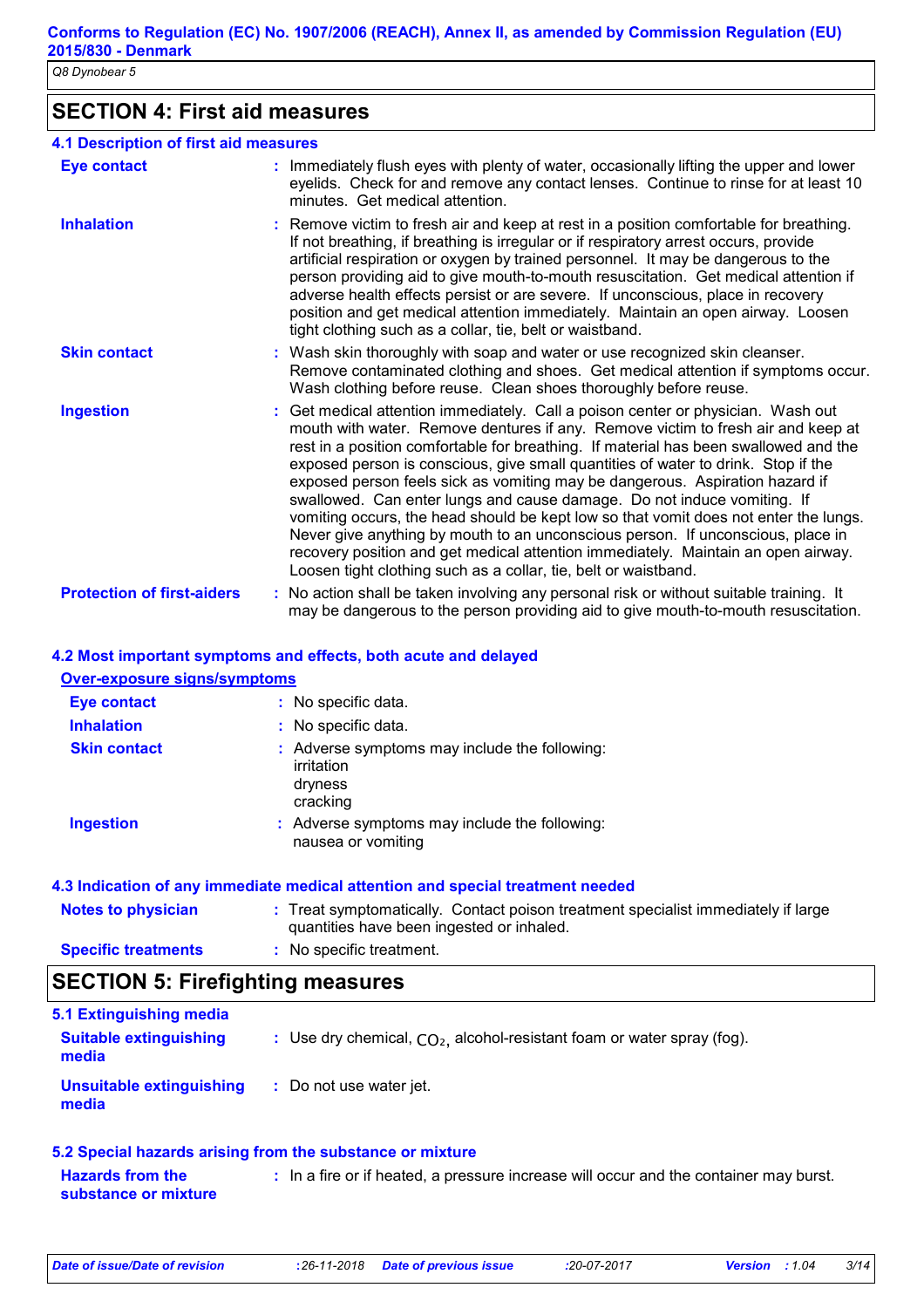## SECTION 4: First aid measures

### 4.1 Description of first aid measures

| | |
|---|---|
| **Eye contact** | Immediately flush eyes with plenty of water, occasionally lifting the upper and lower eyelids. Check for and remove any contact lenses. Continue to rinse for at least 10 minutes. Get medical attention. |
| **Inhalation** | Remove victim to fresh air and keep at rest in a position comfortable for breathing. If not breathing, if breathing is irregular or if respiratory arrest occurs, provide artificial respiration or oxygen by trained personnel. It may be dangerous to the person providing aid to give mouth-to-mouth resuscitation. Get medical attention if adverse health effects persist or are severe. If unconscious, place in recovery position and get medical attention immediately. Maintain an open airway. Loosen tight clothing such as a collar, tie, belt or waistband. |
| **Skin contact** | Wash skin thoroughly with soap and water or use recognized skin cleanser. Remove contaminated clothing and shoes. Get medical attention if symptoms occur. Wash clothing before reuse. Clean shoes thoroughly before reuse. |
| **Ingestion** | Get medical attention immediately. Call a poison center or physician. Wash out mouth with water. Remove dentures if any. Remove victim to fresh air and keep at rest in a position comfortable for breathing. If material has been swallowed and the exposed person is conscious, give small quantities of water to drink. Stop if the exposed person feels sick as vomiting may be dangerous. Aspiration hazard if swallowed. Can enter lungs and cause damage. Do not induce vomiting. If vomiting occurs, the head should be kept low so that vomit does not enter the lungs. Never give anything by mouth to an unconscious person. If unconscious, place in recovery position and get medical attention immediately. Maintain an open airway. Loosen tight clothing such as a collar, tie, belt or waistband. |
| **Protection of first-aiders** | No action shall be taken involving any personal risk or without suitable training. It may be dangerous to the person providing aid to give mouth-to-mouth resuscitation. |

### 4.2 Most important symptoms and effects, both acute and delayed

**Over-exposure signs/symptoms**

| | |
|---|---|
| **Eye contact** | No specific data. |
| **Inhalation** | No specific data. |
| **Skin contact** | Adverse symptoms may include the following: irritation dryness cracking |
| **Ingestion** | Adverse symptoms may include the following: nausea or vomiting |

### 4.3 Indication of any immediate medical attention and special treatment needed

| | |
|---|---|
| **Notes to physician** | Treat symptomatically. Contact poison treatment specialist immediately if large quantities have been ingested or inhaled. |
| **Specific treatments** | No specific treatment. |

## SECTION 5: Firefighting measures

### 5.1 Extinguishing media

| | |
|---|---|
| **Suitable extinguishing media** | Use dry chemical, $CO_2$, alcohol-resistant foam or water spray (fog). |
| **Unsuitable extinguishing media** | Do not use water jet. |

### 5.2 Special hazards arising from the substance or mixture

| | |
|---|---|
| **Hazards from the substance or mixture** | In a fire or if heated, a pressure increase will occur and the container may burst. |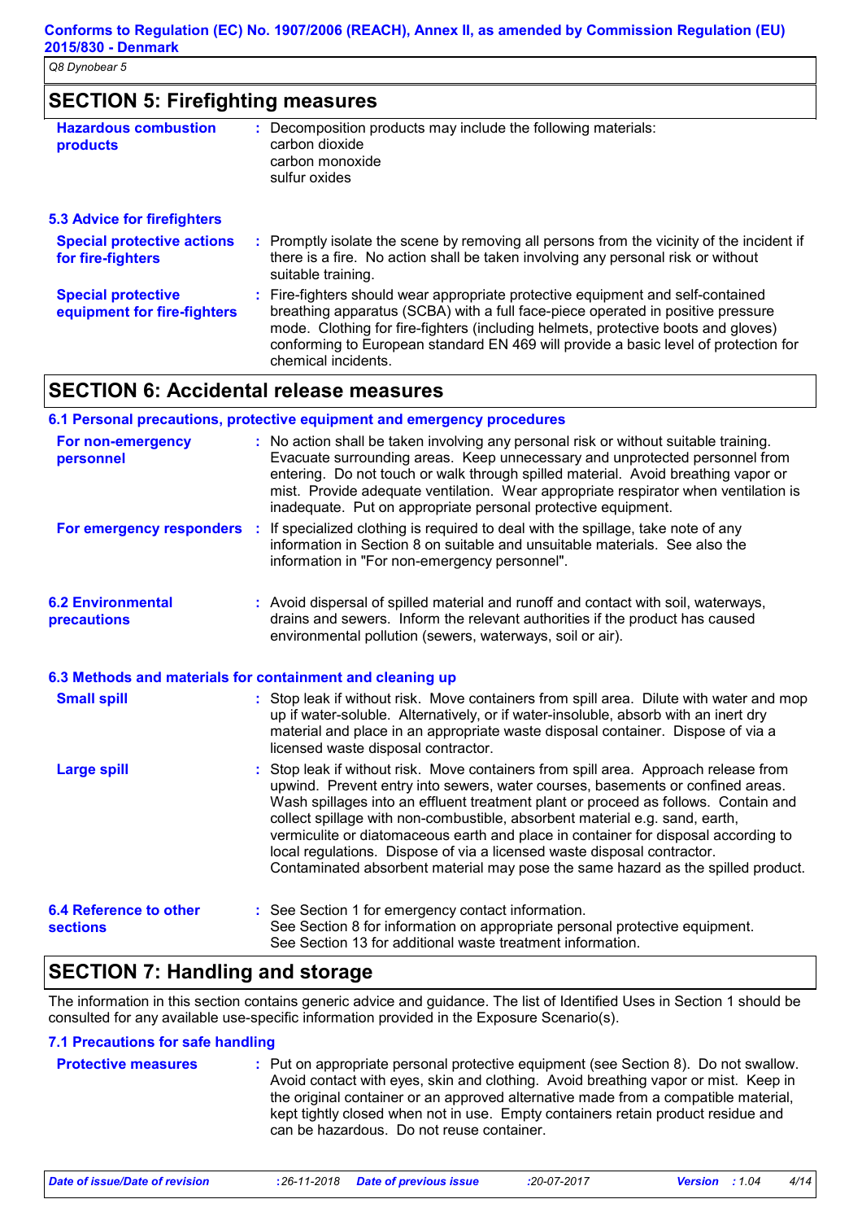## SECTION 5: Firefighting measures

| | |
|---|---|
| **Hazardous combustion products** | Decomposition products may include the following materials:<br>carbon dioxide<br>carbon monoxide<br>sulfur oxides |

### 5.3 Advice for firefighters

| | |
|---|---|
| **Special protective actions for fire-fighters** | Promptly isolate the scene by removing all persons from the vicinity of the incident if there is a fire. No action shall be taken involving any personal risk or without suitable training. |
| **Special protective equipment for fire-fighters** | Fire-fighters should wear appropriate protective equipment and self-contained breathing apparatus (SCBA) with a full face-piece operated in positive pressure mode. Clothing for fire-fighters (including helmets, protective boots and gloves) conforming to European standard EN 469 will provide a basic level of protection for chemical incidents. |

## SECTION 6: Accidental release measures

### 6.1 Personal precautions, protective equipment and emergency procedures

| | |
|---|---|
| **For non-emergency personnel** | No action shall be taken involving any personal risk or without suitable training. Evacuate surrounding areas. Keep unnecessary and unprotected personnel from entering. Do not touch or walk through spilled material. Avoid breathing vapor or mist. Provide adequate ventilation. Wear appropriate respirator when ventilation is inadequate. Put on appropriate personal protective equipment. |
| **For emergency responders** | If specialized clothing is required to deal with the spillage, take note of any information in Section 8 on suitable and unsuitable materials. See also the information in "For non-emergency personnel". |

| | |
|---|---|
| **6.2 Environmental precautions** | Avoid dispersal of spilled material and runoff and contact with soil, waterways, drains and sewers. Inform the relevant authorities if the product has caused environmental pollution (sewers, waterways, soil or air). |

### 6.3 Methods and materials for containment and cleaning up

| | |
|---|---|
| **Small spill** | Stop leak if without risk. Move containers from spill area. Dilute with water and mop up if water-soluble. Alternatively, or if water-insoluble, absorb with an inert dry material and place in an appropriate waste disposal container. Dispose of via a licensed waste disposal contractor. |
| **Large spill** | Stop leak if without risk. Move containers from spill area. Approach release from upwind. Prevent entry into sewers, water courses, basements or confined areas. Wash spillages into an effluent treatment plant or proceed as follows. Contain and collect spillage with non-combustible, absorbent material e.g. sand, earth, vermiculite or diatomaceous earth and place in container for disposal according to local regulations. Dispose of via a licensed waste disposal contractor. Contaminated absorbent material may pose the same hazard as the spilled product. |

| | |
|---|---|
| **6.4 Reference to other sections** | See Section 1 for emergency contact information.<br>See Section 8 for information on appropriate personal protective equipment.<br>See Section 13 for additional waste treatment information. |

## SECTION 7: Handling and storage

The information in this section contains generic advice and guidance. The list of Identified Uses in Section 1 should be consulted for any available use-specific information provided in the Exposure Scenario(s).

### 7.1 Precautions for safe handling

| | |
|---|---|
| **Protective measures** | Put on appropriate personal protective equipment (see Section 8). Do not swallow. Avoid contact with eyes, skin and clothing. Avoid breathing vapor or mist. Keep in the original container or an approved alternative made from a compatible material, kept tightly closed when not in use. Empty containers retain product residue and can be hazardous. Do not reuse container. |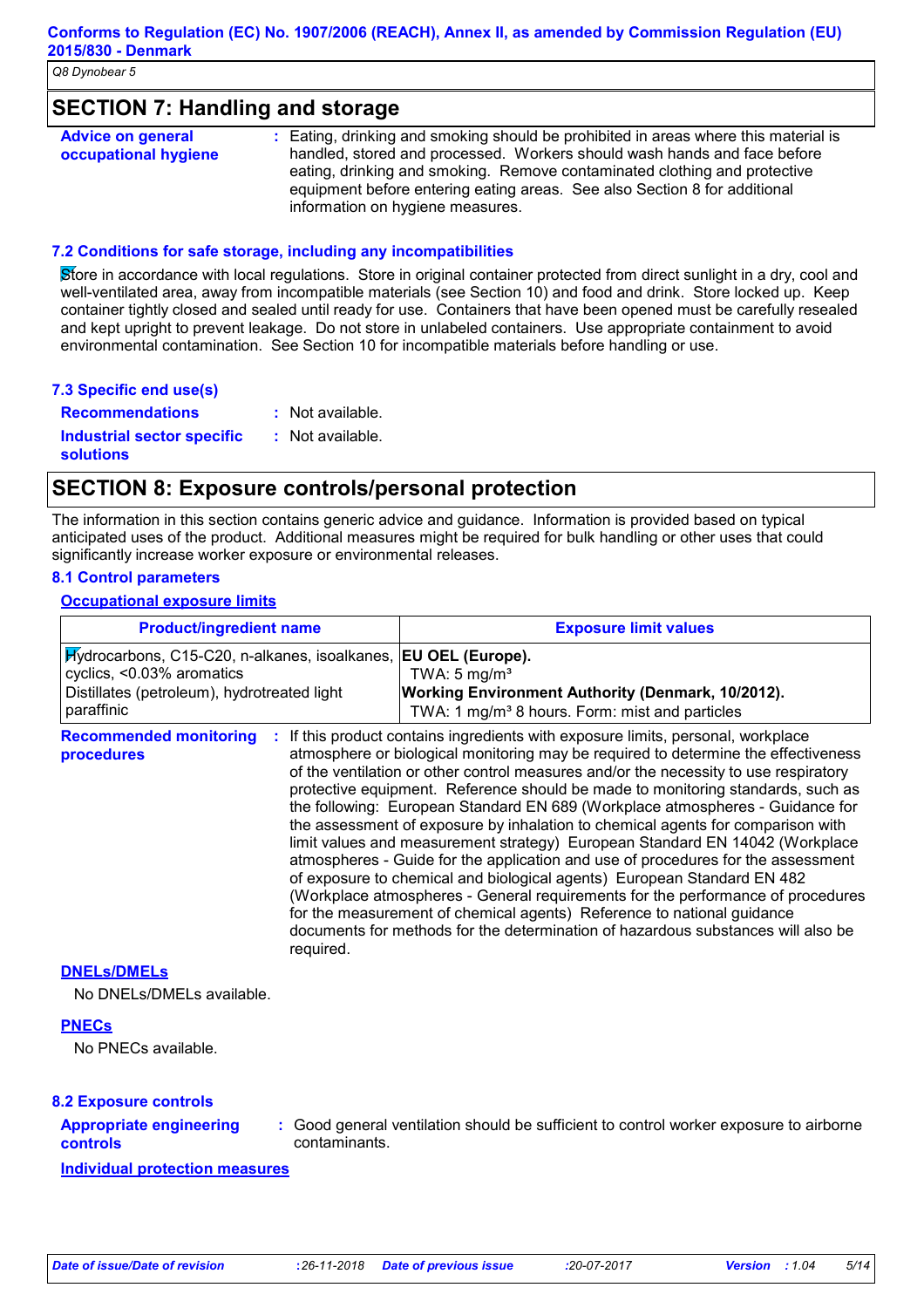## SECTION 7: Handling and storage

**Advice on general occupational hygiene** : Eating, drinking and smoking should be prohibited in areas where this material is handled, stored and processed. Workers should wash hands and face before eating, drinking and smoking. Remove contaminated clothing and protective equipment before entering eating areas. See also Section 8 for additional information on hygiene measures.

### 7.2 Conditions for safe storage, including any incompatibilities

Store in accordance with local regulations. Store in original container protected from direct sunlight in a dry, cool and well-ventilated area, away from incompatible materials (see Section 10) and food and drink. Store locked up. Keep container tightly closed and sealed until ready for use. Containers that have been opened must be carefully resealed and kept upright to prevent leakage. Do not store in unlabeled containers. Use appropriate containment to avoid environmental contamination. See Section 10 for incompatible materials before handling or use.

### 7.3 Specific end use(s)

**Recommendations** : Not available.

**Industrial sector specific solutions** : Not available.

## SECTION 8: Exposure controls/personal protection

The information in this section contains generic advice and guidance. Information is provided based on typical anticipated uses of the product. Additional measures might be required for bulk handling or other uses that could significantly increase worker exposure or environmental releases.

### 8.1 Control parameters

**Occupational exposure limits**

| Product/ingredient name | Exposure limit values |
|---|---|
| Hydrocarbons, C15-C20, n-alkanes, isoalkanes, cyclics, <0.03% aromatics<br>Distillates (petroleum), hydrotreated light paraffinic | **EU OEL (Europe).**<br>TWA: 5 mg/m³<br>**Working Environment Authority (Denmark, 10/2012).**<br>TWA: 1 mg/m³ 8 hours. Form: mist and particles |

**Recommended monitoring procedures** : If this product contains ingredients with exposure limits, personal, workplace atmosphere or biological monitoring may be required to determine the effectiveness of the ventilation or other control measures and/or the necessity to use respiratory protective equipment. Reference should be made to monitoring standards, such as the following: European Standard EN 689 (Workplace atmospheres - Guidance for the assessment of exposure by inhalation to chemical agents for comparison with limit values and measurement strategy) European Standard EN 14042 (Workplace atmospheres - Guide for the application and use of procedures for the assessment of exposure to chemical and biological agents) European Standard EN 482 (Workplace atmospheres - General requirements for the performance of procedures for the measurement of chemical agents) Reference to national guidance documents for methods for the determination of hazardous substances will also be required.

**DNELs/DMELs**

No DNELs/DMELs available.

**PNECs**

No PNECs available.

### 8.2 Exposure controls

**Appropriate engineering controls** : Good general ventilation should be sufficient to control worker exposure to airborne contaminants.

**Individual protection measures**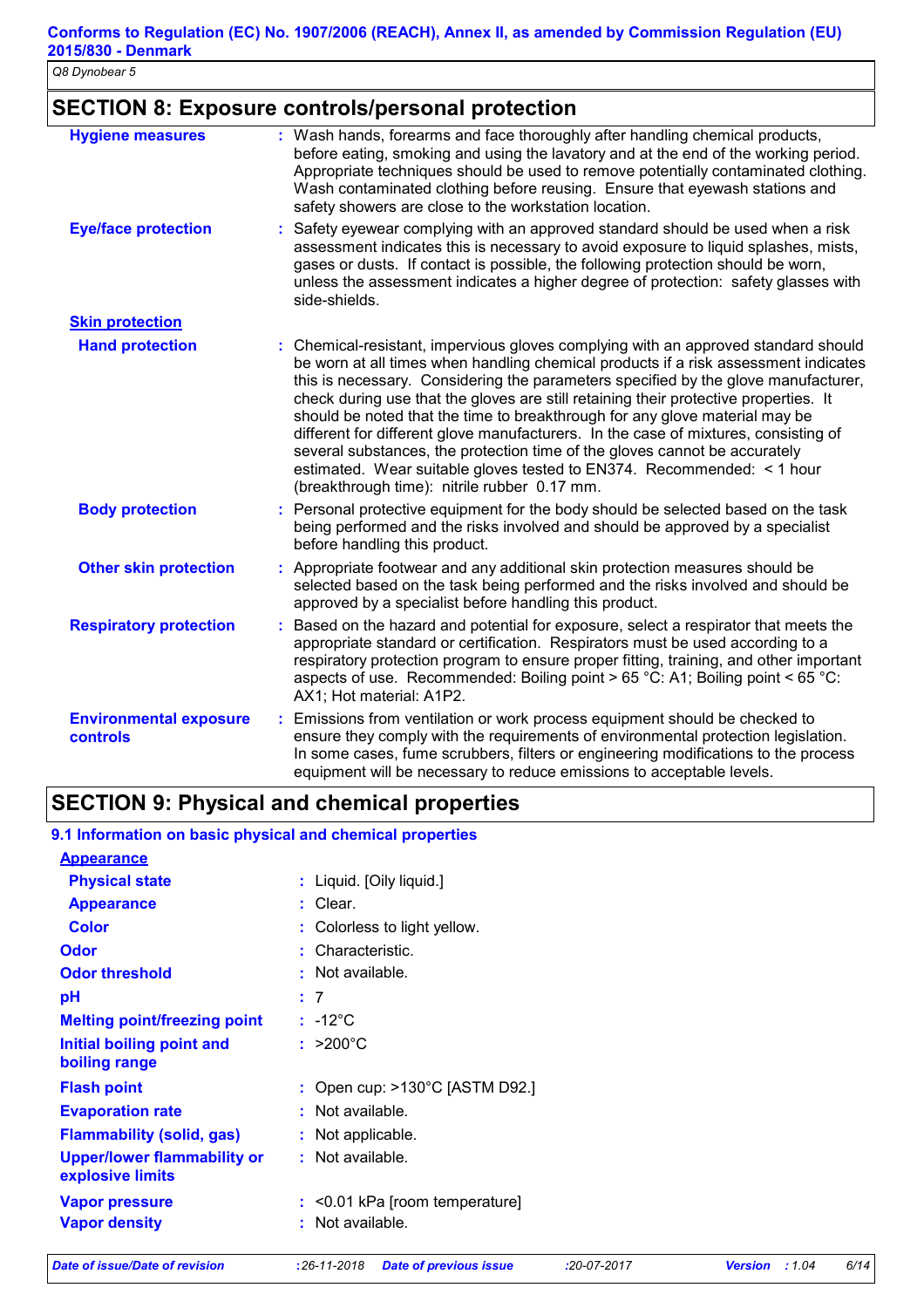## SECTION 8: Exposure controls/personal protection

**Hygiene measures** : Wash hands, forearms and face thoroughly after handling chemical products, before eating, smoking and using the lavatory and at the end of the working period. Appropriate techniques should be used to remove potentially contaminated clothing. Wash contaminated clothing before reusing. Ensure that eyewash stations and safety showers are close to the workstation location.

**Eye/face protection** : Safety eyewear complying with an approved standard should be used when a risk assessment indicates this is necessary to avoid exposure to liquid splashes, mists, gases or dusts. If contact is possible, the following protection should be worn, unless the assessment indicates a higher degree of protection: safety glasses with side-shields.

**Skin protection**

**Hand protection** : Chemical-resistant, impervious gloves complying with an approved standard should be worn at all times when handling chemical products if a risk assessment indicates this is necessary. Considering the parameters specified by the glove manufacturer, check during use that the gloves are still retaining their protective properties. It should be noted that the time to breakthrough for any glove material may be different for different glove manufacturers. In the case of mixtures, consisting of several substances, the protection time of the gloves cannot be accurately estimated. Wear suitable gloves tested to EN374. Recommended: < 1 hour (breakthrough time): nitrile rubber 0.17 mm.

**Body protection** : Personal protective equipment for the body should be selected based on the task being performed and the risks involved and should be approved by a specialist before handling this product.

**Other skin protection** : Appropriate footwear and any additional skin protection measures should be selected based on the task being performed and the risks involved and should be approved by a specialist before handling this product.

**Respiratory protection** : Based on the hazard and potential for exposure, select a respirator that meets the appropriate standard or certification. Respirators must be used according to a respiratory protection program to ensure proper fitting, training, and other important aspects of use. Recommended: Boiling point > 65 °C: A1; Boiling point < 65 °C: AX1; Hot material: A1P2.

**Environmental exposure controls** : Emissions from ventilation or work process equipment should be checked to ensure they comply with the requirements of environmental protection legislation. In some cases, fume scrubbers, filters or engineering modifications to the process equipment will be necessary to reduce emissions to acceptable levels.

## SECTION 9: Physical and chemical properties

### 9.1 Information on basic physical and chemical properties

**Appearance**

**Physical state** : Liquid. [Oily liquid.]

**Appearance** : Clear.

**Color** : Colorless to light yellow.

**Odor** : Characteristic.

**Odor threshold** : Not available.

**pH** : 7

**Melting point/freezing point** : -12°C

**Initial boiling point and boiling range** : >200°C

**Flash point** : Open cup: >130°C [ASTM D92.]

**Evaporation rate** : Not available.

**Flammability (solid, gas)** : Not applicable.

**Upper/lower flammability or explosive limits** : Not available.

**Vapor pressure** : <0.01 kPa [room temperature]

**Vapor density** : Not available.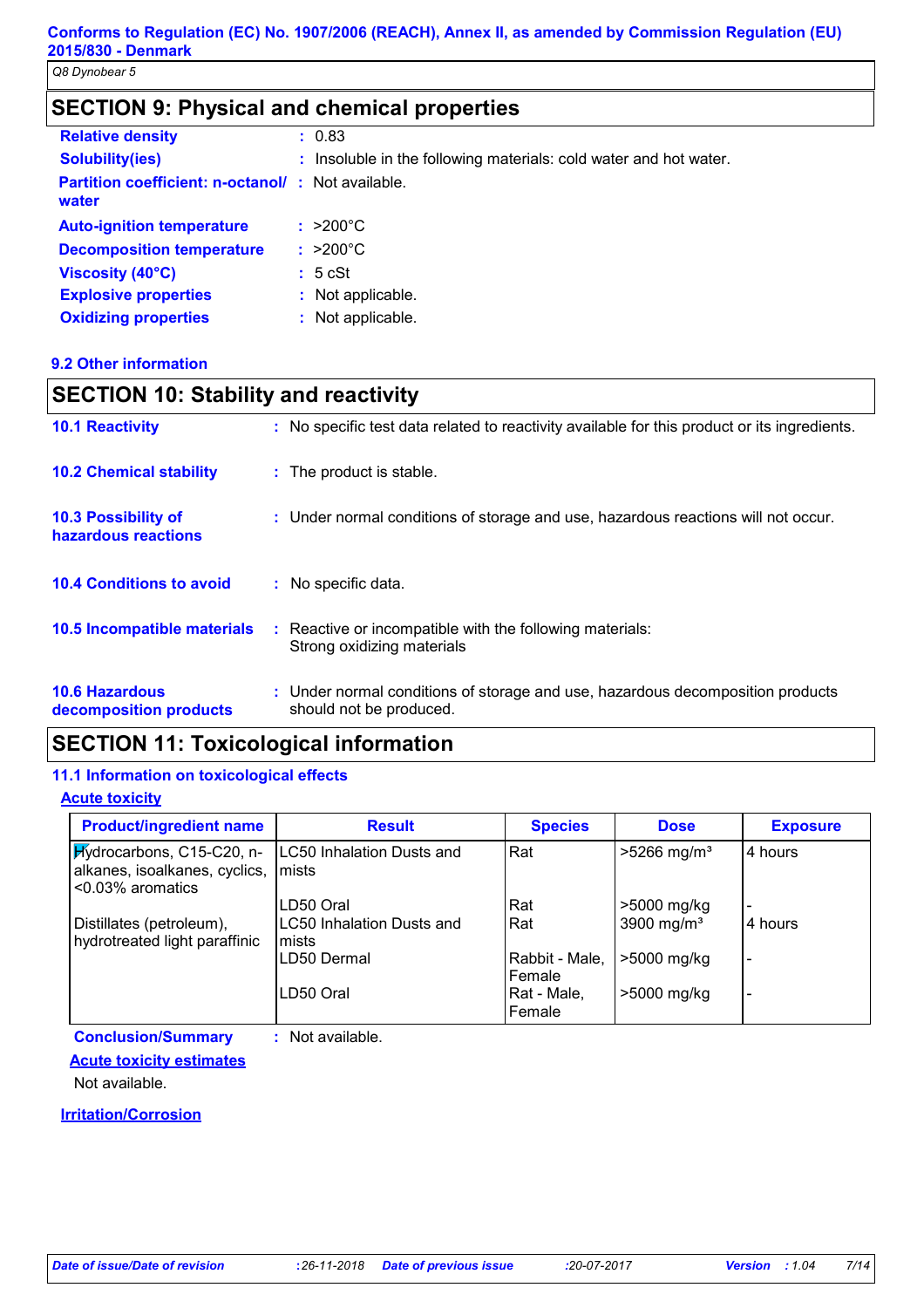## SECTION 9: Physical and chemical properties

| | |
|---|---|
| **Relative density** | : 0.83 |
| **Solubility(ies)** | : Insoluble in the following materials: cold water and hot water. |
| **Partition coefficient: n-octanol/ water** | : Not available. |
| **Auto-ignition temperature** | : >200°C |
| **Decomposition temperature** | : >200°C |
| **Viscosity (40°C)** | : 5 cSt |
| **Explosive properties** | : Not applicable. |
| **Oxidizing properties** | : Not applicable. |

### 9.2 Other information

## SECTION 10: Stability and reactivity

**10.1 Reactivity** : No specific test data related to reactivity available for this product or its ingredients.

**10.2 Chemical stability** : The product is stable.

**10.3 Possibility of hazardous reactions** : Under normal conditions of storage and use, hazardous reactions will not occur.

**10.4 Conditions to avoid** : No specific data.

**10.5 Incompatible materials** : Reactive or incompatible with the following materials:
Strong oxidizing materials

**10.6 Hazardous decomposition products** : Under normal conditions of storage and use, hazardous decomposition products should not be produced.

## SECTION 11: Toxicological information

### 11.1 Information on toxicological effects

**Acute toxicity**

| Product/ingredient name | Result | Species | Dose | Exposure |
|---|---|---|---|---|
| Hydrocarbons, C15-C20, n-alkanes, isoalkanes, cyclics, <0.03% aromatics | LC50 Inhalation Dusts and mists | Rat | >5266 mg/m³ | 4 hours |
| | LD50 Oral | Rat | >5000 mg/kg | - |
| Distillates (petroleum), hydrotreated light paraffinic | LC50 Inhalation Dusts and mists | Rat | 3900 mg/m³ | 4 hours |
| | LD50 Dermal | Rabbit - Male, Female | >5000 mg/kg | - |
| | LD50 Oral | Rat - Male, Female | >5000 mg/kg | - |

**Conclusion/Summary** : Not available.

**Acute toxicity estimates**

Not available.

**Irritation/Corrosion**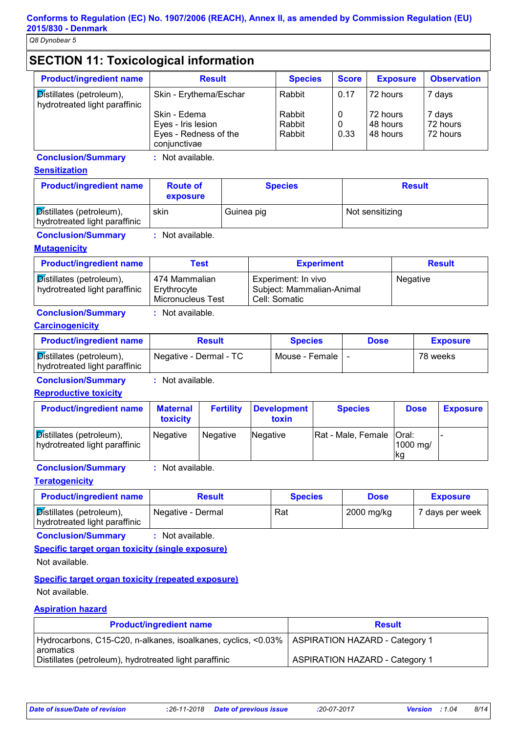## SECTION 11: Toxicological information

| Product/ingredient name | Result | Species | Score | Exposure | Observation |
|---|---|---|---|---|---|
| Distillates (petroleum), hydrotreated light paraffinic | Skin - Erythema/Eschar | Rabbit | 0.17 | 72 hours | 7 days |
| | Skin - Edema | Rabbit | 0 | 72 hours | 7 days |
| | Eyes - Iris lesion | Rabbit | 0 | 48 hours | 72 hours |
| | Eyes - Redness of the conjunctivae | Rabbit | 0.33 | 48 hours | 72 hours |

**Conclusion/Summary** : Not available.

### Sensitization

| Product/ingredient name | Route of exposure | Species | Result |
|---|---|---|---|
| Distillates (petroleum), hydrotreated light paraffinic | skin | Guinea pig | Not sensitizing |

**Conclusion/Summary** : Not available.

### Mutagenicity

| Product/ingredient name | Test | Experiment | Result |
|---|---|---|---|
| Distillates (petroleum), hydrotreated light paraffinic | 474 Mammalian Erythrocyte Micronucleus Test | Experiment: In vivo Subject: Mammalian-Animal Cell: Somatic | Negative |

**Conclusion/Summary** : Not available.

### Carcinogenicity

| Product/ingredient name | Result | Species | Dose | Exposure |
|---|---|---|---|---|
| Distillates (petroleum), hydrotreated light paraffinic | Negative - Dermal - TC | Mouse - Female | - | 78 weeks |

**Conclusion/Summary** : Not available.

### Reproductive toxicity

| Product/ingredient name | Maternal toxicity | Fertility | Development toxin | Species | Dose | Exposure |
|---|---|---|---|---|---|---|
| Distillates (petroleum), hydrotreated light paraffinic | Negative | Negative | Negative | Rat - Male, Female | Oral: 1000 mg/kg | - |

**Conclusion/Summary** : Not available.

### Teratogenicity

| Product/ingredient name | Result | Species | Dose | Exposure |
|---|---|---|---|---|
| Distillates (petroleum), hydrotreated light paraffinic | Negative - Dermal | Rat | 2000 mg/kg | 7 days per week |

**Conclusion/Summary** : Not available.

### Specific target organ toxicity (single exposure)

Not available.

### Specific target organ toxicity (repeated exposure)

Not available.

### Aspiration hazard

| Product/ingredient name | Result |
|---|---|
| Hydrocarbons, C15-C20, n-alkanes, isoalkanes, cyclics, <0.03% aromatics | ASPIRATION HAZARD - Category 1 |
| Distillates (petroleum), hydrotreated light paraffinic | ASPIRATION HAZARD - Category 1 |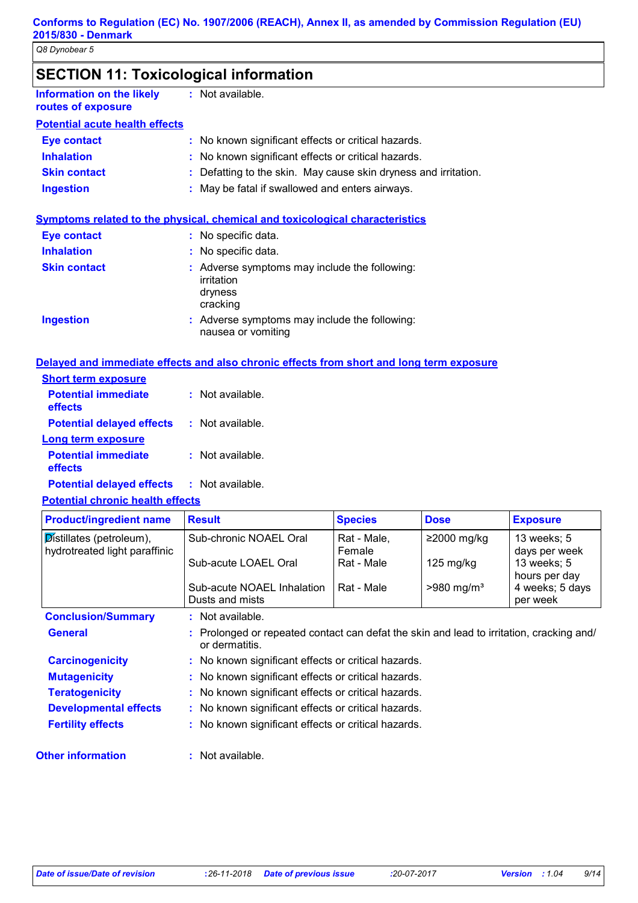## SECTION 11: Toxicological information

**Information on the likely routes of exposure** : Not available.

**Potential acute health effects**

**Eye contact** : No known significant effects or critical hazards.
**Inhalation** : No known significant effects or critical hazards.
**Skin contact** : Defatting to the skin. May cause skin dryness and irritation.
**Ingestion** : May be fatal if swallowed and enters airways.

**Symptoms related to the physical, chemical and toxicological characteristics**

**Eye contact** : No specific data.
**Inhalation** : No specific data.
**Skin contact** : Adverse symptoms may include the following:
irritation
dryness
cracking
**Ingestion** : Adverse symptoms may include the following:
nausea or vomiting

**Delayed and immediate effects and also chronic effects from short and long term exposure**

**Short term exposure**

**Potential immediate effects** : Not available.
**Potential delayed effects** : Not available.

**Long term exposure**

**Potential immediate effects** : Not available.
**Potential delayed effects** : Not available.

**Potential chronic health effects**

| Product/ingredient name | Result | Species | Dose | Exposure |
|---|---|---|---|---|
| Distillates (petroleum), hydrotreated light paraffinic | Sub-chronic NOAEL Oral | Rat - Male, Female | ≥2000 mg/kg | 13 weeks; 5 days per week |
| | Sub-acute LOAEL Oral | Rat - Male | 125 mg/kg | 13 weeks; 5 hours per day |
| | Sub-acute NOAEL Inhalation Dusts and mists | Rat - Male | >980 mg/m³ | 4 weeks; 5 days per week |

**Conclusion/Summary** : Not available.

**General** : Prolonged or repeated contact can defat the skin and lead to irritation, cracking and/ or dermatitis.
**Carcinogenicity** : No known significant effects or critical hazards.
**Mutagenicity** : No known significant effects or critical hazards.
**Teratogenicity** : No known significant effects or critical hazards.
**Developmental effects** : No known significant effects or critical hazards.
**Fertility effects** : No known significant effects or critical hazards.

**Other information** : Not available.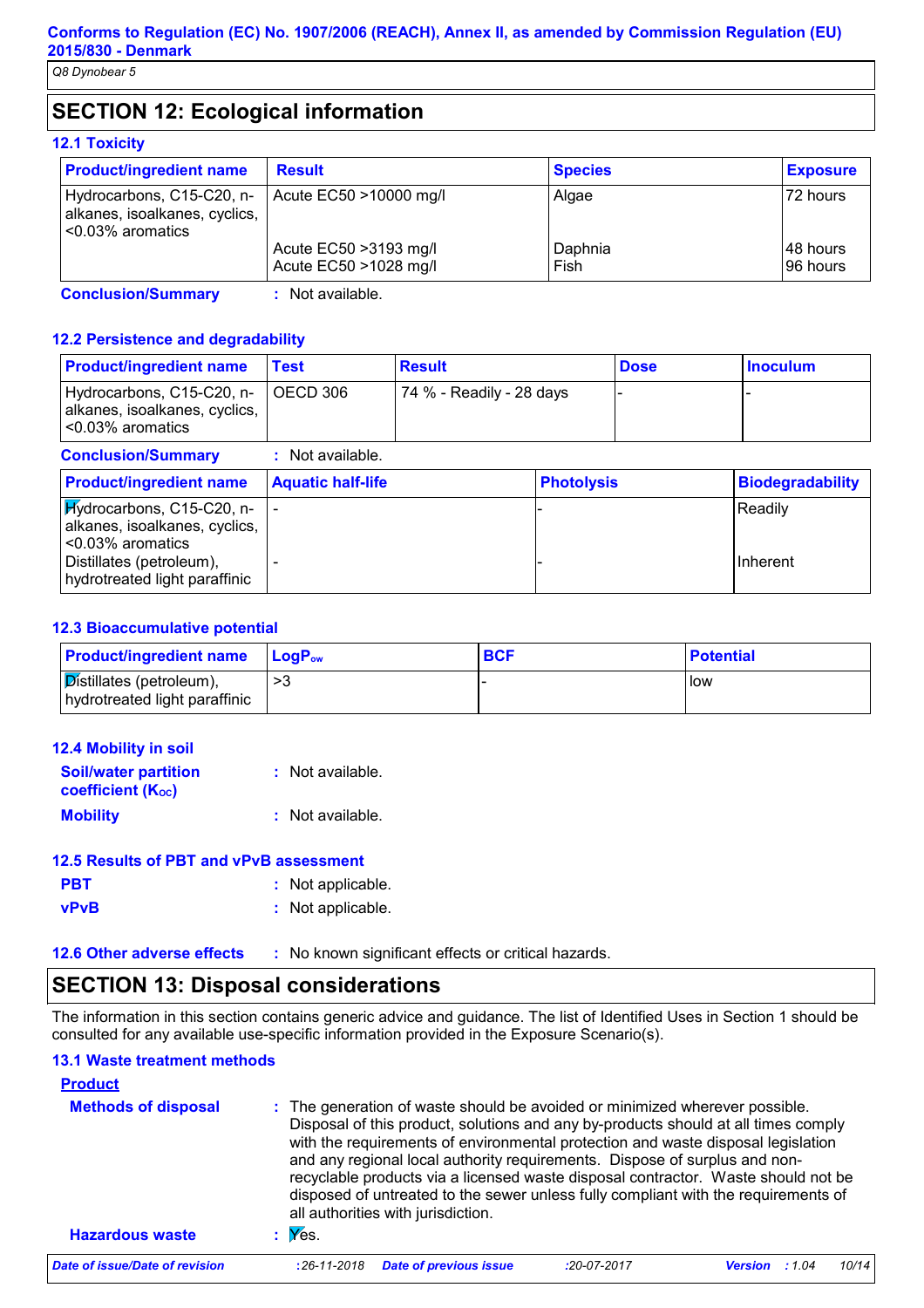## SECTION 12: Ecological information

### 12.1 Toxicity

| Product/ingredient name | Result | Species | Exposure |
|---|---|---|---|
| Hydrocarbons, C15-C20, n-alkanes, isoalkanes, cyclics, <0.03% aromatics | Acute EC50 >10000 mg/l | Algae | 72 hours |
| | Acute EC50 >3193 mg/l | Daphnia | 48 hours |
| | Acute EC50 >1028 mg/l | Fish | 96 hours |

**Conclusion/Summary** : Not available.

### 12.2 Persistence and degradability

| Product/ingredient name | Test | Result | Dose | Inoculum |
|---|---|---|---|---|
| Hydrocarbons, C15-C20, n-alkanes, isoalkanes, cyclics, <0.03% aromatics | OECD 306 | 74 % - Readily - 28 days | - | - |

**Conclusion/Summary** : Not available.

| Product/ingredient name | Aquatic half-life | Photolysis | Biodegradability |
|---|---|---|---|
| Hydrocarbons, C15-C20, n-alkanes, isoalkanes, cyclics, <0.03% aromatics | - | - | Readily |
| Distillates (petroleum), hydrotreated light paraffinic | - | - | Inherent |

### 12.3 Bioaccumulative potential

| Product/ingredient name | $LogP_{ow}$ | BCF | Potential |
|---|---|---|---|
| Distillates (petroleum), hydrotreated light paraffinic | >3 | - | low |

### 12.4 Mobility in soil

**Soil/water partition coefficient ($K_{OC}$)** : Not available.

**Mobility** : Not available.

### 12.5 Results of PBT and vPvB assessment

**PBT** : Not applicable.

**vPvB** : Not applicable.

### 12.6 Other adverse effects : No known significant effects or critical hazards.

## SECTION 13: Disposal considerations

The information in this section contains generic advice and guidance. The list of Identified Uses in Section 1 should be consulted for any available use-specific information provided in the Exposure Scenario(s).

### 13.1 Waste treatment methods

**Product**

**Methods of disposal** : The generation of waste should be avoided or minimized wherever possible. Disposal of this product, solutions and any by-products should at all times comply with the requirements of environmental protection and waste disposal legislation and any regional local authority requirements. Dispose of surplus and non-recyclable products via a licensed waste disposal contractor. Waste should not be disposed of untreated to the sewer unless fully compliant with the requirements of all authorities with jurisdiction.

**Hazardous waste** : Yes.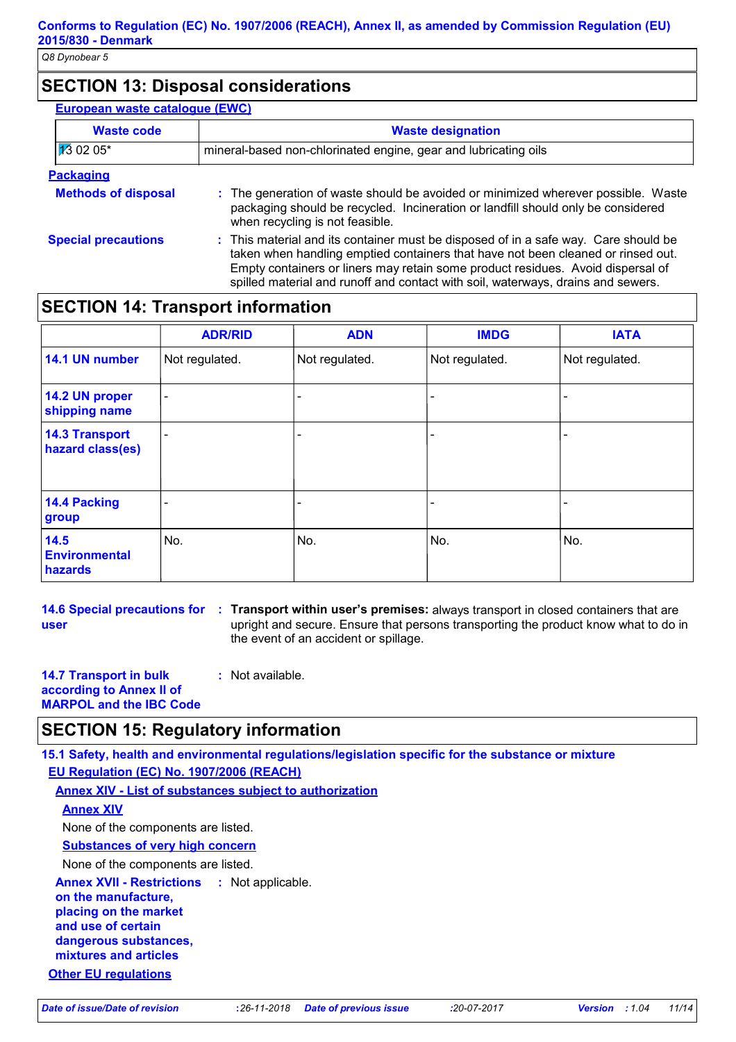## SECTION 13: Disposal considerations

**European waste catalogue (EWC)**

| Waste code | Waste designation |
|---|---|
| 13 02 05* | mineral-based non-chlorinated engine, gear and lubricating oils |

**Packaging**

**Methods of disposal** : The generation of waste should be avoided or minimized wherever possible. Waste packaging should be recycled. Incineration or landfill should only be considered when recycling is not feasible.

**Special precautions** : This material and its container must be disposed of in a safe way. Care should be taken when handling emptied containers that have not been cleaned or rinsed out. Empty containers or liners may retain some product residues. Avoid dispersal of spilled material and runoff and contact with soil, waterways, drains and sewers.

## SECTION 14: Transport information

| | ADR/RID | ADN | IMDG | IATA |
|---|---|---|---|---|
| **14.1 UN number** | Not regulated. | Not regulated. | Not regulated. | Not regulated. |
| **14.2 UN proper shipping name** | - | - | - | - |
| **14.3 Transport hazard class(es)** | - | - | - | - |
| **14.4 Packing group** | - | - | - | - |
| **14.5 Environmental hazards** | No. | No. | No. | No. |

**14.6 Special precautions for user** : **Transport within user's premises:** always transport in closed containers that are upright and secure. Ensure that persons transporting the product know what to do in the event of an accident or spillage.

**14.7 Transport in bulk according to Annex II of MARPOL and the IBC Code** : Not available.

## SECTION 15: Regulatory information

**15.1 Safety, health and environmental regulations/legislation specific for the substance or mixture**

**EU Regulation (EC) No. 1907/2006 (REACH)**

**Annex XIV - List of substances subject to authorization**

**Annex XIV**

None of the components are listed.

**Substances of very high concern**

None of the components are listed.

**Annex XVII - Restrictions on the manufacture, placing on the market and use of certain dangerous substances, mixtures and articles** : Not applicable.

**Other EU regulations**

*Date of issue/Date of revision* : 26-11-2018 *Date of previous issue* : 20-07-2017 *Version* : 1.04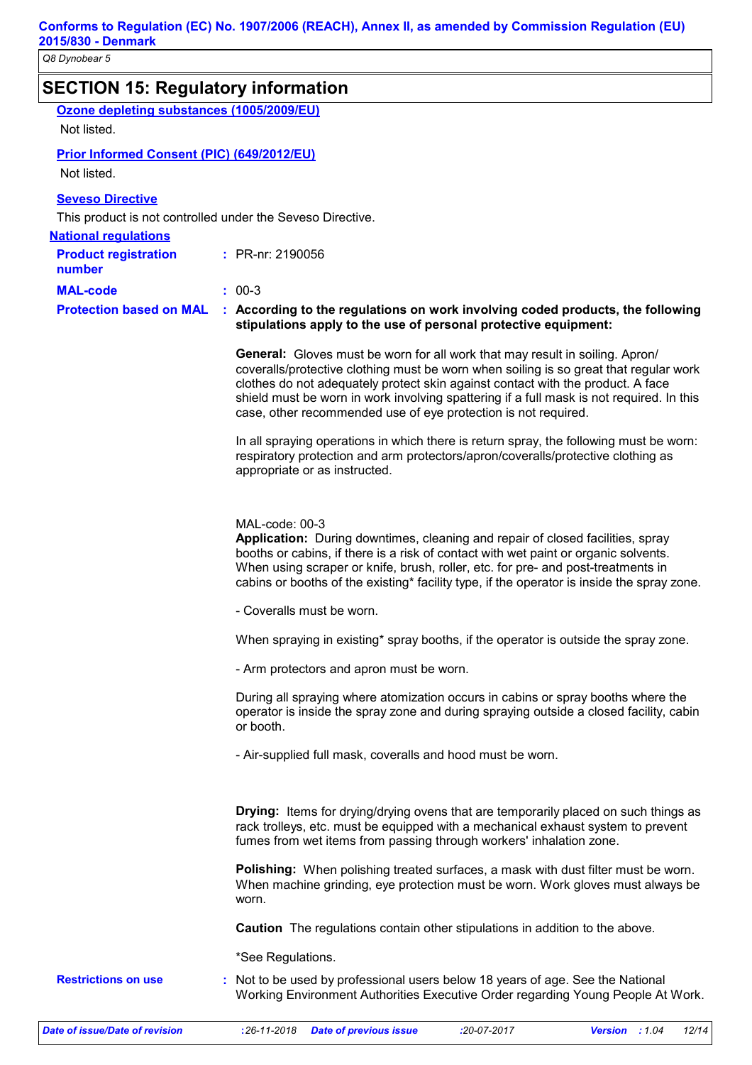## SECTION 15: Regulatory information

**Ozone depleting substances (1005/2009/EU)**

Not listed.

**Prior Informed Consent (PIC) (649/2012/EU)**

Not listed.

**Seveso Directive**

This product is not controlled under the Seveso Directive.

**National regulations**

**Product registration number** : PR-nr: 2190056

**MAL-code** : 00-3

**Protection based on MAL** : **According to the regulations on work involving coded products, the following stipulations apply to the use of personal protective equipment:**

**General:** Gloves must be worn for all work that may result in soiling. Apron/ coveralls/protective clothing must be worn when soiling is so great that regular work clothes do not adequately protect skin against contact with the product. A face shield must be worn in work involving spattering if a full mask is not required. In this case, other recommended use of eye protection is not required.

In all spraying operations in which there is return spray, the following must be worn: respiratory protection and arm protectors/apron/coveralls/protective clothing as appropriate or as instructed.

MAL-code: 00-3

**Application:** During downtimes, cleaning and repair of closed facilities, spray booths or cabins, if there is a risk of contact with wet paint or organic solvents. When using scraper or knife, brush, roller, etc. for pre- and post-treatments in cabins or booths of the existing* facility type, if the operator is inside the spray zone.

- Coveralls must be worn.

When spraying in existing* spray booths, if the operator is outside the spray zone.

- Arm protectors and apron must be worn.

During all spraying where atomization occurs in cabins or spray booths where the operator is inside the spray zone and during spraying outside a closed facility, cabin or booth.

- Air-supplied full mask, coveralls and hood must be worn.

**Drying:** Items for drying/drying ovens that are temporarily placed on such things as rack trolleys, etc. must be equipped with a mechanical exhaust system to prevent fumes from wet items from passing through workers' inhalation zone.

**Polishing:** When polishing treated surfaces, a mask with dust filter must be worn. When machine grinding, eye protection must be worn. Work gloves must always be worn.

**Caution** The regulations contain other stipulations in addition to the above.

*See Regulations.

**Restrictions on use** : Not to be used by professional users below 18 years of age. See the National Working Environment Authorities Executive Order regarding Young People At Work.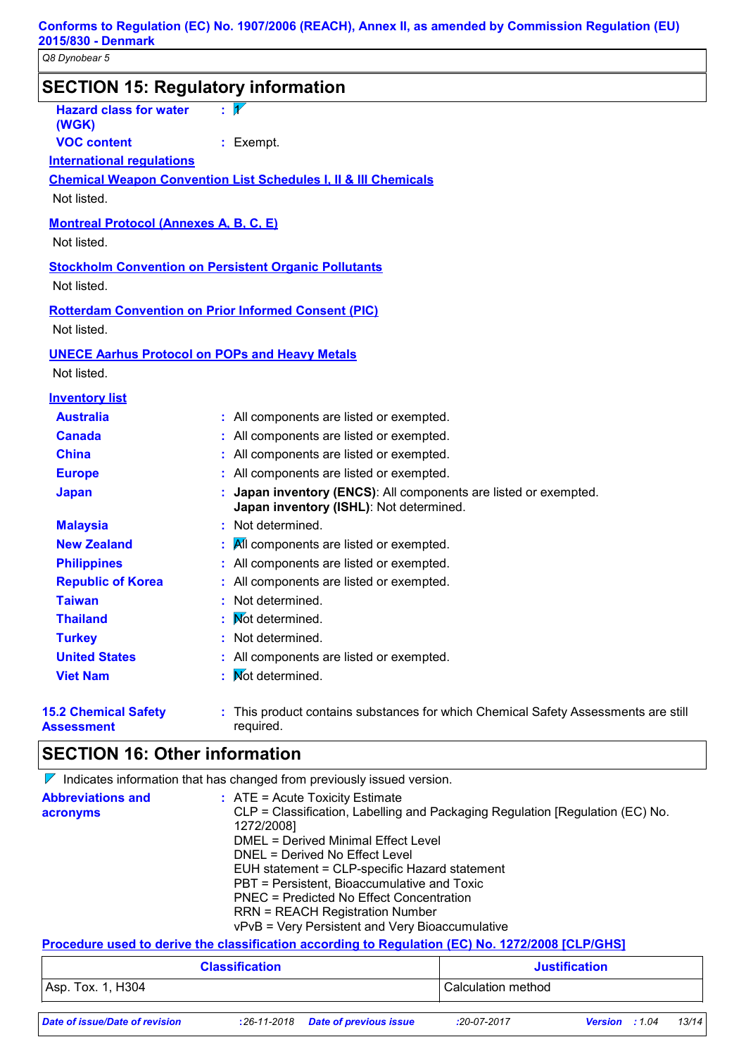## SECTION 15: Regulatory information

**Hazard class for water (WGK)** : 1

**VOC content** : Exempt.

**International regulations**

**Chemical Weapon Convention List Schedules I, II & III Chemicals**

Not listed.

**Montreal Protocol (Annexes A, B, C, E)**

Not listed.

**Stockholm Convention on Persistent Organic Pollutants**

Not listed.

**Rotterdam Convention on Prior Informed Consent (PIC)**

Not listed.

**UNECE Aarhus Protocol on POPs and Heavy Metals**

Not listed.

**Inventory list**

**Australia** : All components are listed or exempted.

**Canada** : All components are listed or exempted.

**China** : All components are listed or exempted.

**Europe** : All components are listed or exempted.

**Japan** : **Japan inventory (ENCS)**: All components are listed or exempted.
**Japan inventory (ISHL)**: Not determined.

**Malaysia** : Not determined.

**New Zealand** : All components are listed or exempted.

**Philippines** : All components are listed or exempted.

**Republic of Korea** : All components are listed or exempted.

**Taiwan** : Not determined.

**Thailand** : Not determined.

**Turkey** : Not determined.

**United States** : All components are listed or exempted.

**Viet Nam** : Not determined.

**15.2 Chemical Safety Assessment** : This product contains substances for which Chemical Safety Assessments are still required.

## SECTION 16: Other information

Indicates information that has changed from previously issued version.

**Abbreviations and acronyms** : ATE = Acute Toxicity Estimate
CLP = Classification, Labelling and Packaging Regulation [Regulation (EC) No. 1272/2008]
DMEL = Derived Minimal Effect Level
DNEL = Derived No Effect Level
EUH statement = CLP-specific Hazard statement
PBT = Persistent, Bioaccumulative and Toxic
PNEC = Predicted No Effect Concentration
RRN = REACH Registration Number
vPvB = Very Persistent and Very Bioaccumulative

**Procedure used to derive the classification according to Regulation (EC) No. 1272/2008 [CLP/GHS]**

| Classification | Justification |
|---|---|
| Asp. Tox. 1, H304 | Calculation method |

*Date of issue/Date of revision* : 26-11-2018 *Date of previous issue* : 20-07-2017 *Version* : 1.04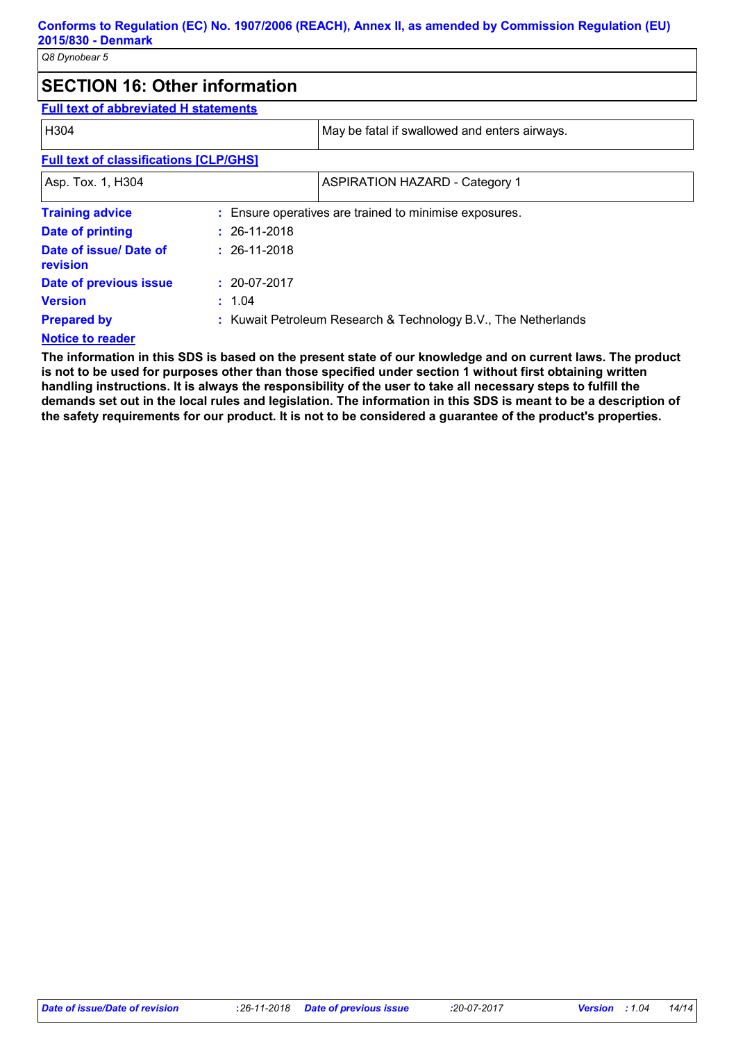## SECTION 16: Other information

**Full text of abbreviated H statements**

| | |
|---|---|
| H304 | May be fatal if swallowed and enters airways. |

**Full text of classifications [CLP/GHS]**

| | |
|---|---|
| Asp. Tox. 1, H304 | ASPIRATION HAZARD - Category 1 |

**Training advice** : Ensure operatives are trained to minimise exposures.

**Date of printing** : 26-11-2018

**Date of issue/ Date of revision** : 26-11-2018

**Date of previous issue** : 20-07-2017

**Version** : 1.04

**Prepared by** : Kuwait Petroleum Research & Technology B.V., The Netherlands

**Notice to reader**

**The information in this SDS is based on the present state of our knowledge and on current laws. The product is not to be used for purposes other than those specified under section 1 without first obtaining written handling instructions. It is always the responsibility of the user to take all necessary steps to fulfill the demands set out in the local rules and legislation. The information in this SDS is meant to be a description of the safety requirements for our product. It is not to be considered a guarantee of the product's properties.**